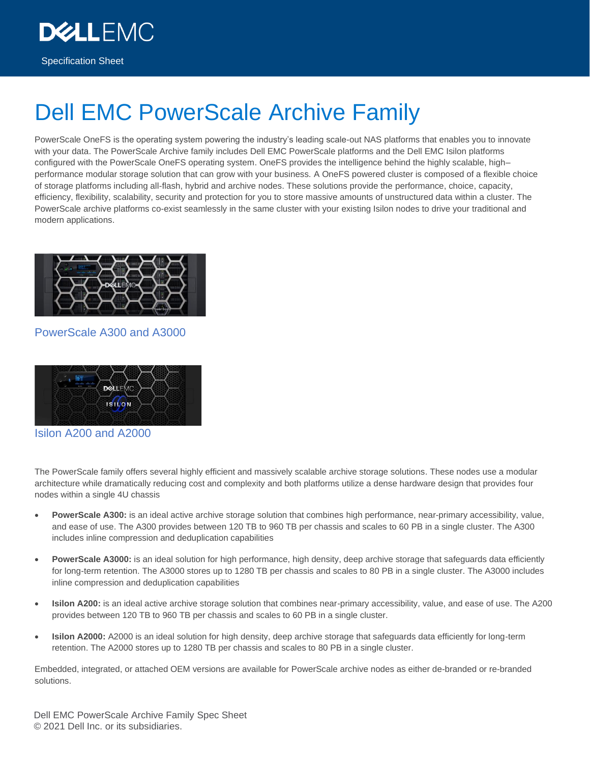Specification Sheet

# Dell EMC PowerScale Archive Family

PowerScale OneFS is the operating system powering the industry's leading scale-out NAS platforms that enables you to innovate with your data. The PowerScale Archive family includes Dell EMC PowerScale platforms and the Dell EMC Isilon platforms configured with the PowerScale OneFS operating system. OneFS provides the intelligence behind the highly scalable, high–performance modular storage solution that can grow with your business. A OneFS powered cluster is composed of a flexible choice of storage platforms including all-flash, hybrid and archive nodes. These solutions provide the performance, choice, capacity, efficiency, flexibility, scalability, security and protection for you to store massive amounts of unstructured data within a cluster. The PowerScale archive platforms co-exist seamlessly in the same cluster with your existing Isilon nodes to drive your traditional and modern applications.

PowerScale A300 and A3000

Isilon A200 and A2000

The PowerScale family offers several highly efficient and massively scalable archive storage solutions. These nodes use a modular architecture while dramatically reducing cost and complexity and both platforms utilize a dense hardware design that provides four nodes within a single 4U chassis

- **PowerScale A300:** is an ideal active archive storage solution that combines high performance, near-primary accessibility, value, and ease of use. The A300 provides between 120 TB to 960 TB per chassis and scales to 60 PB in a single cluster. The A300 includes inline compression and deduplication capabilities
- **PowerScale A3000:** is an ideal solution for high performance, high density, deep archive storage that safeguards data efficiently for long-term retention. The A3000 stores up to 1280 TB per chassis and scales to 80 PB in a single cluster. The A3000 includes inline compression and deduplication capabilities
- **Isilon A200:** is an ideal active archive storage solution that combines near-primary accessibility, value, and ease of use. The A200 provides between 120 TB to 960 TB per chassis and scales to 60 PB in a single cluster.
- **Isilon A2000:** A2000 is an ideal solution for high density, deep archive storage that safeguards data efficiently for long-term retention. The A2000 stores up to 1280 TB per chassis and scales to 80 PB in a single cluster.

Embedded, integrated, or attached OEM versions are available for PowerScale archive nodes as either de-branded or re-branded solutions.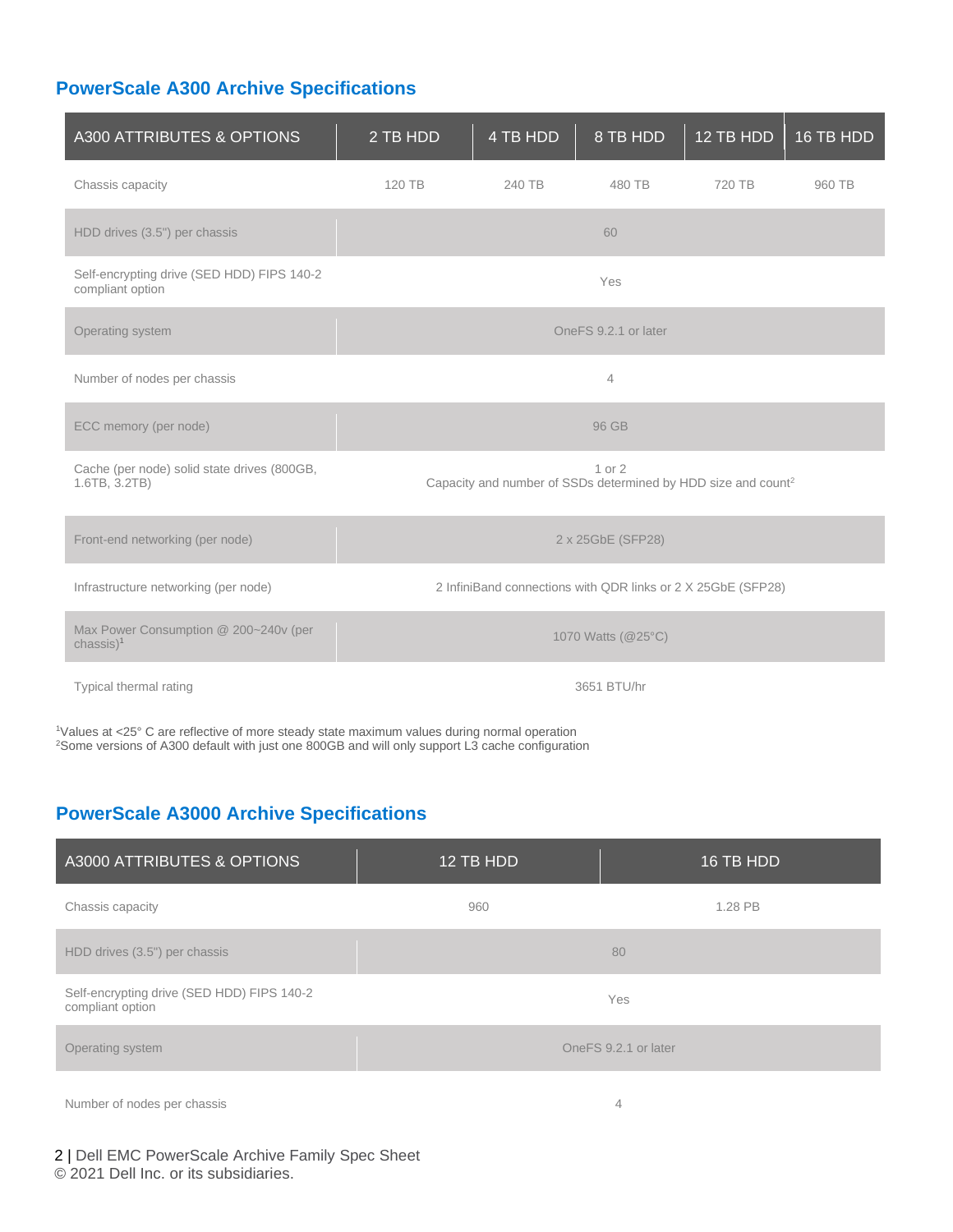## PowerScale A300 Archive Specifications

| A300 ATTRIBUTES & OPTIONS | 2 TB HDD | 4 TB HDD | 8 TB HDD | 12 TB HDD | 16 TB HDD |
|---|---|---|---|---|---|
| Chassis capacity | 120 TB | 240 TB | 480 TB | 720 TB | 960 TB |
| HDD drives (3.5") per chassis | 60 | | | | |
| Self-encrypting drive (SED HDD) FIPS 140-2 compliant option | Yes | | | | |
| Operating system | OneFS 9.2.1 or later | | | | |
| Number of nodes per chassis | 4 | | | | |
| ECC memory (per node) | 96 GB | | | | |
| Cache (per node) solid state drives (800GB, 1.6TB, 3.2TB) | 1 or 2<br>Capacity and number of SSDs determined by HDD size and count[2] | | | | |
| Front-end networking (per node) | 2 x 25GbE (SFP28) | | | | |
| Infrastructure networking (per node) | 2 InfiniBand connections with QDR links or 2 X 25GbE (SFP28) | | | | |
| Max Power Consumption @ 200~240v (per chassis)[1] | 1070 Watts (@25°C) | | | | |
| Typical thermal rating | 3651 BTU/hr | | | | |

[1]Values at <25° C are reflective of more steady state maximum values during normal operation
[2]Some versions of A300 default with just one 800GB and will only support L3 cache configuration

## PowerScale A3000 Archive Specifications

| A3000 ATTRIBUTES & OPTIONS | 12 TB HDD | 16 TB HDD |
|---|---|---|
| Chassis capacity | 960 | 1.28 PB |
| HDD drives (3.5") per chassis | 80 | |
| Self-encrypting drive (SED HDD) FIPS 140-2 compliant option | Yes | |
| Operating system | OneFS 9.2.1 or later | |
| Number of nodes per chassis | 4 | |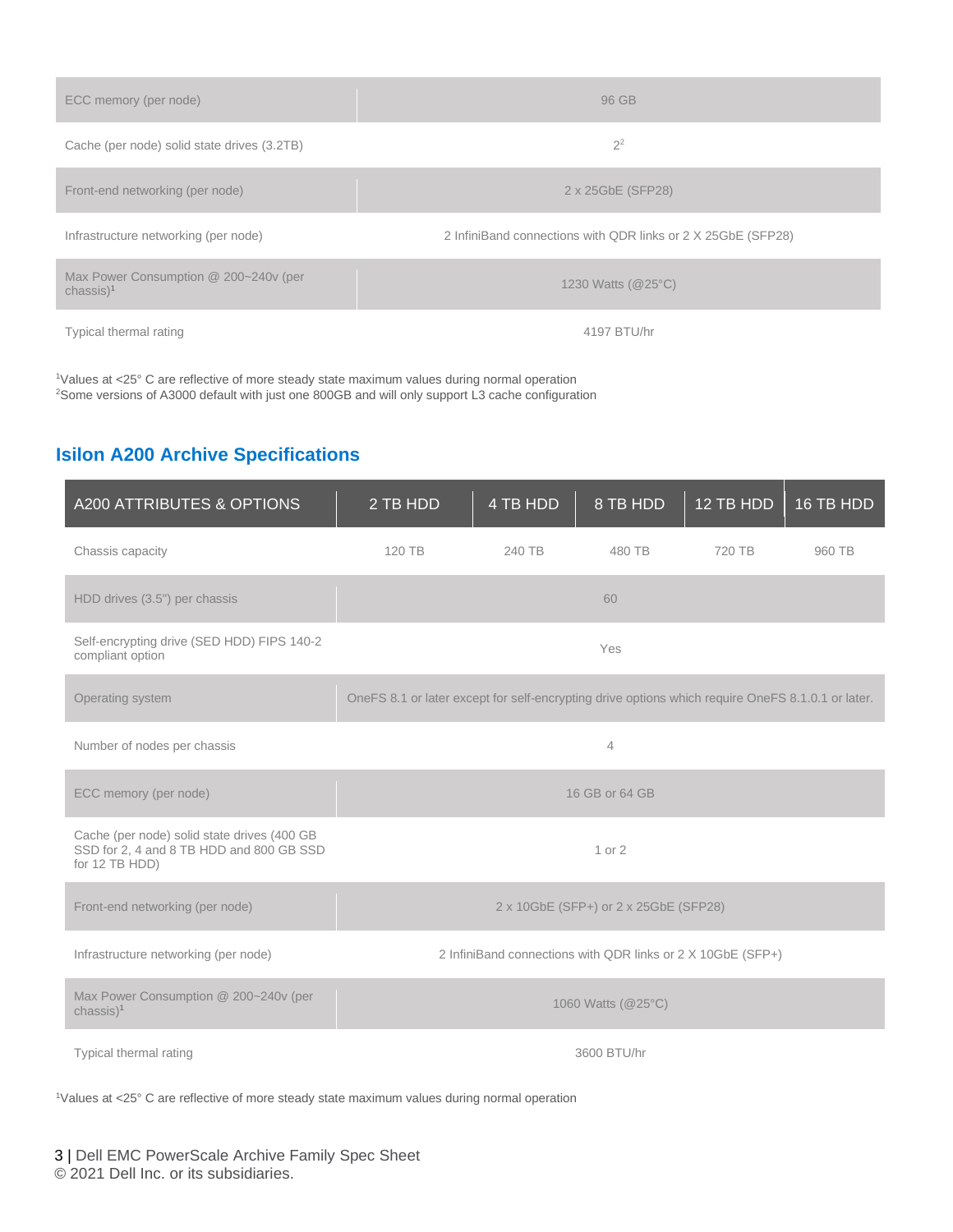| | |
|---|---|
| ECC memory (per node) | 96 GB |
| Cache (per node) solid state drives (3.2TB) | 2[2] |
| Front-end networking (per node) | 2 x 25GbE (SFP28) |
| Infrastructure networking (per node) | 2 InfiniBand connections with QDR links or 2 X 25GbE (SFP28) |
| Max Power Consumption @ 200~240v (per chassis)[1] | 1230 Watts (@25°C) |
| Typical thermal rating | 4197 BTU/hr |

[1]Values at <25° C are reflective of more steady state maximum values during normal operation
[2]Some versions of A3000 default with just one 800GB and will only support L3 cache configuration

## Isilon A200 Archive Specifications

| A200 ATTRIBUTES & OPTIONS | 2 TB HDD | 4 TB HDD | 8 TB HDD | 12 TB HDD | 16 TB HDD |
|---|---|---|---|---|---|
| Chassis capacity | 120 TB | 240 TB | 480 TB | 720 TB | 960 TB |
| HDD drives (3.5") per chassis | 60 | | | | |
| Self-encrypting drive (SED HDD) FIPS 140-2 compliant option | Yes | | | | |
| Operating system | OneFS 8.1 or later except for self-encrypting drive options which require OneFS 8.1.0.1 or later. | | | | |
| Number of nodes per chassis | 4 | | | | |
| ECC memory (per node) | 16 GB or 64 GB | | | | |
| Cache (per node) solid state drives (400 GB SSD for 2, 4 and 8 TB HDD and 800 GB SSD for 12 TB HDD) | 1 or 2 | | | | |
| Front-end networking (per node) | 2 x 10GbE (SFP+) or 2 x 25GbE (SFP28) | | | | |
| Infrastructure networking (per node) | 2 InfiniBand connections with QDR links or 2 X 10GbE (SFP+) | | | | |
| Max Power Consumption @ 200~240v (per chassis)[1] | 1060 Watts (@25°C) | | | | |
| Typical thermal rating | 3600 BTU/hr | | | | |

[1]Values at <25° C are reflective of more steady state maximum values during normal operation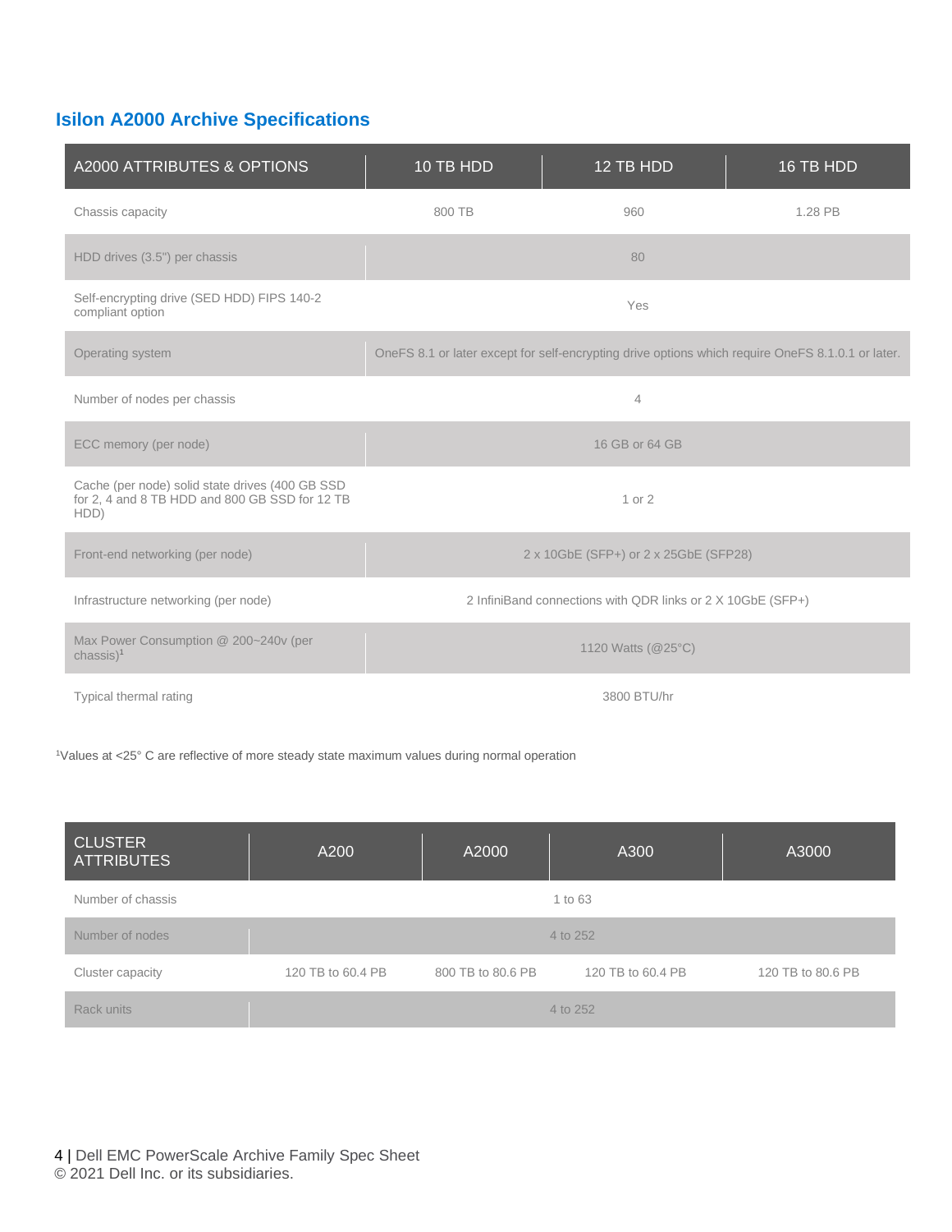## Isilon A2000 Archive Specifications

| A2000 ATTRIBUTES & OPTIONS | 10 TB HDD | 12 TB HDD | 16 TB HDD |
|---|---|---|---|
| Chassis capacity | 800 TB | 960 | 1.28 PB |
| HDD drives (3.5") per chassis | | 80 | |
| Self-encrypting drive (SED HDD) FIPS 140-2 compliant option | | Yes | |
| Operating system | OneFS 8.1 or later except for self-encrypting drive options which require OneFS 8.1.0.1 or later. | | |
| Number of nodes per chassis | | 4 | |
| ECC memory (per node) | | 16 GB or 64 GB | |
| Cache (per node) solid state drives (400 GB SSD for 2, 4 and 8 TB HDD and 800 GB SSD for 12 TB HDD) | | 1 or 2 | |
| Front-end networking (per node) | | 2 x 10GbE (SFP+) or 2 x 25GbE (SFP28) | |
| Infrastructure networking (per node) | | 2 InfiniBand connections with QDR links or 2 X 10GbE (SFP+) | |
| Max Power Consumption @ 200~240v (per chassis)[1] | | 1120 Watts (@25°C) | |
| Typical thermal rating | | 3800 BTU/hr | |

[1]Values at <25° C are reflective of more steady state maximum values during normal operation

| CLUSTER ATTRIBUTES | A200 | A2000 | A300 | A3000 |
|---|---|---|---|---|
| Number of chassis | | | 1 to 63 | |
| Number of nodes | | | 4 to 252 | |
| Cluster capacity | 120 TB to 60.4 PB | 800 TB to 80.6 PB | 120 TB to 60.4 PB | 120 TB to 80.6 PB |
| Rack units | | | 4 to 252 | |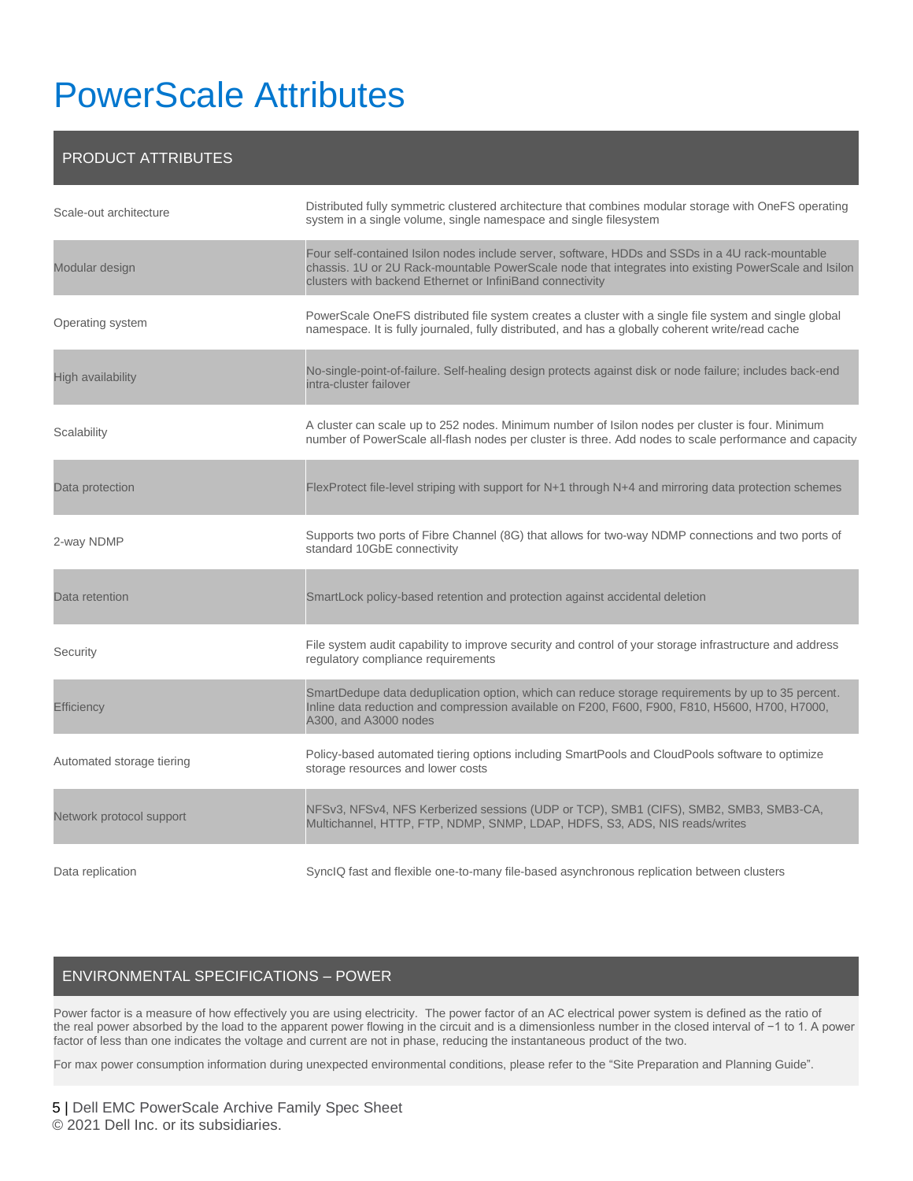# PowerScale Attributes

| PRODUCT ATTRIBUTES | |
|---|---|
| Scale-out architecture | Distributed fully symmetric clustered architecture that combines modular storage with OneFS operating system in a single volume, single namespace and single filesystem |
| Modular design | Four self-contained Isilon nodes include server, software, HDDs and SSDs in a 4U rack-mountable chassis. 1U or 2U Rack-mountable PowerScale node that integrates into existing PowerScale and Isilon clusters with backend Ethernet or InfiniBand connectivity |
| Operating system | PowerScale OneFS distributed file system creates a cluster with a single file system and single global namespace. It is fully journaled, fully distributed, and has a globally coherent write/read cache |
| High availability | No-single-point-of-failure. Self-healing design protects against disk or node failure; includes back-end intra-cluster failover |
| Scalability | A cluster can scale up to 252 nodes. Minimum number of Isilon nodes per cluster is four. Minimum number of PowerScale all-flash nodes per cluster is three. Add nodes to scale performance and capacity |
| Data protection | FlexProtect file-level striping with support for N+1 through N+4 and mirroring data protection schemes |
| 2-way NDMP | Supports two ports of Fibre Channel (8G) that allows for two-way NDMP connections and two ports of standard 10GbE connectivity |
| Data retention | SmartLock policy-based retention and protection against accidental deletion |
| Security | File system audit capability to improve security and control of your storage infrastructure and address regulatory compliance requirements |
| Efficiency | SmartDedupe data deduplication option, which can reduce storage requirements by up to 35 percent. Inline data reduction and compression available on F200, F600, F900, F810, H5600, H700, H7000, A300, and A3000 nodes |
| Automated storage tiering | Policy-based automated tiering options including SmartPools and CloudPools software to optimize storage resources and lower costs |
| Network protocol support | NFSv3, NFSv4, NFS Kerberized sessions (UDP or TCP), SMB1 (CIFS), SMB2, SMB3, SMB3-CA, Multichannel, HTTP, FTP, NDMP, SNMP, LDAP, HDFS, S3, ADS, NIS reads/writes |
| Data replication | SyncIQ fast and flexible one-to-many file-based asynchronous replication between clusters |

## ENVIRONMENTAL SPECIFICATIONS – POWER

Power factor is a measure of how effectively you are using electricity. The power factor of an AC electrical power system is defined as the ratio of the real power absorbed by the load to the apparent power flowing in the circuit and is a dimensionless number in the closed interval of −1 to 1. A power factor of less than one indicates the voltage and current are not in phase, reducing the instantaneous product of the two.

For max power consumption information during unexpected environmental conditions, please refer to the "Site Preparation and Planning Guide".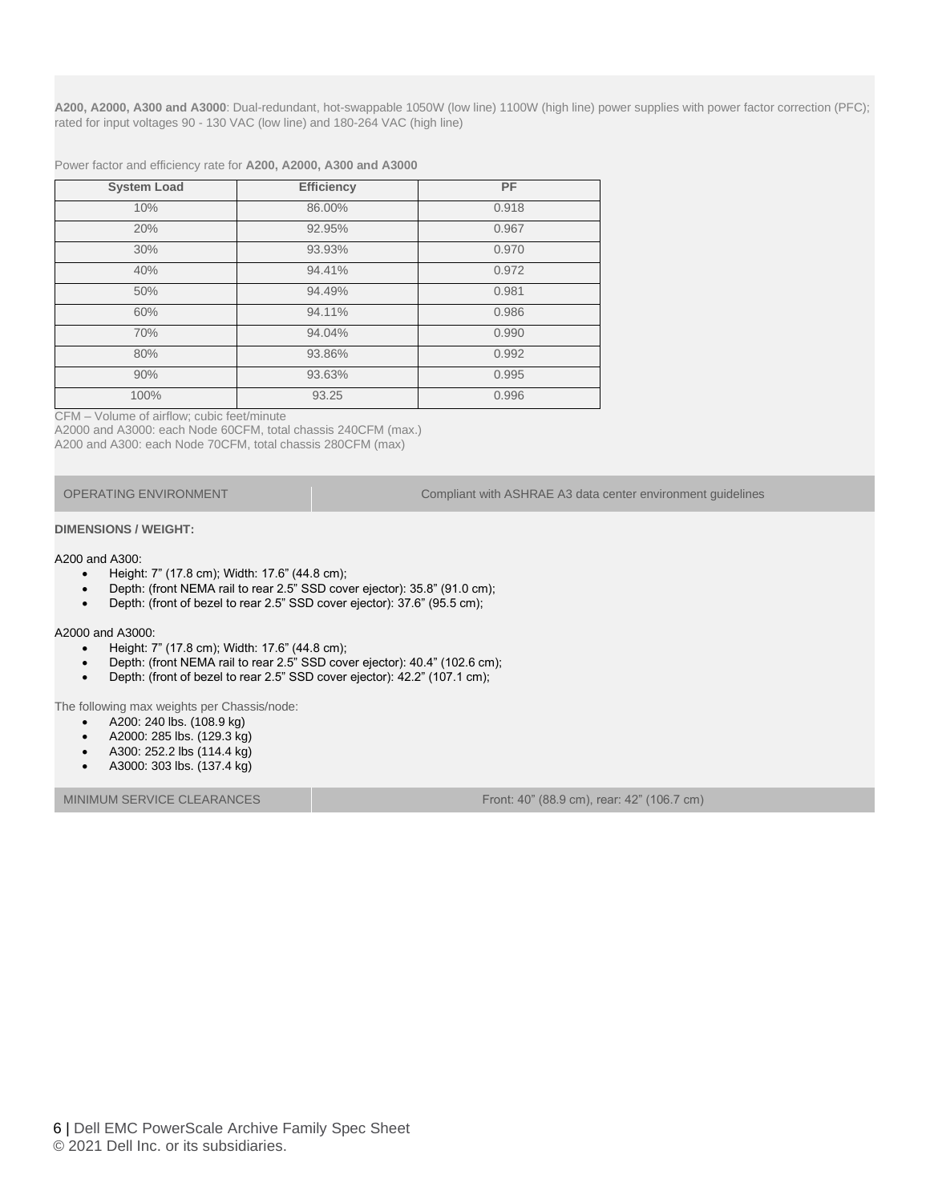**A200, A2000, A300 and A3000**: Dual-redundant, hot-swappable 1050W (low line) 1100W (high line) power supplies with power factor correction (PFC); rated for input voltages 90 - 130 VAC (low line) and 180-264 VAC (high line)

Power factor and efficiency rate for **A200, A2000, A300 and A3000**

| System Load | Efficiency | PF |
|---|---|---|
| 10% | 86.00% | 0.918 |
| 20% | 92.95% | 0.967 |
| 30% | 93.93% | 0.970 |
| 40% | 94.41% | 0.972 |
| 50% | 94.49% | 0.981 |
| 60% | 94.11% | 0.986 |
| 70% | 94.04% | 0.990 |
| 80% | 93.86% | 0.992 |
| 90% | 93.63% | 0.995 |
| 100% | 93.25 | 0.996 |

CFM – Volume of airflow; cubic feet/minute
A2000 and A3000: each Node 60CFM, total chassis 240CFM (max.)
A200 and A300: each Node 70CFM, total chassis 280CFM (max)

| OPERATING ENVIRONMENT | Compliant with ASHRAE A3 data center environment guidelines |
|---|---|

**DIMENSIONS / WEIGHT:**

A200 and A300:

- Height: 7" (17.8 cm); Width: 17.6" (44.8 cm);
- Depth: (front NEMA rail to rear 2.5" SSD cover ejector): 35.8" (91.0 cm);
- Depth: (front of bezel to rear 2.5" SSD cover ejector): 37.6" (95.5 cm);

A2000 and A3000:

- Height: 7" (17.8 cm); Width: 17.6" (44.8 cm);
- Depth: (front NEMA rail to rear 2.5" SSD cover ejector): 40.4" (102.6 cm);
- Depth: (front of bezel to rear 2.5" SSD cover ejector): 42.2" (107.1 cm);

The following max weights per Chassis/node:

- A200: 240 lbs. (108.9 kg)
- A2000: 285 lbs. (129.3 kg)
- A300: 252.2 lbs (114.4 kg)
- A3000: 303 lbs. (137.4 kg)

| MINIMUM SERVICE CLEARANCES | Front: 40" (88.9 cm), rear: 42" (106.7 cm) |
|---|---|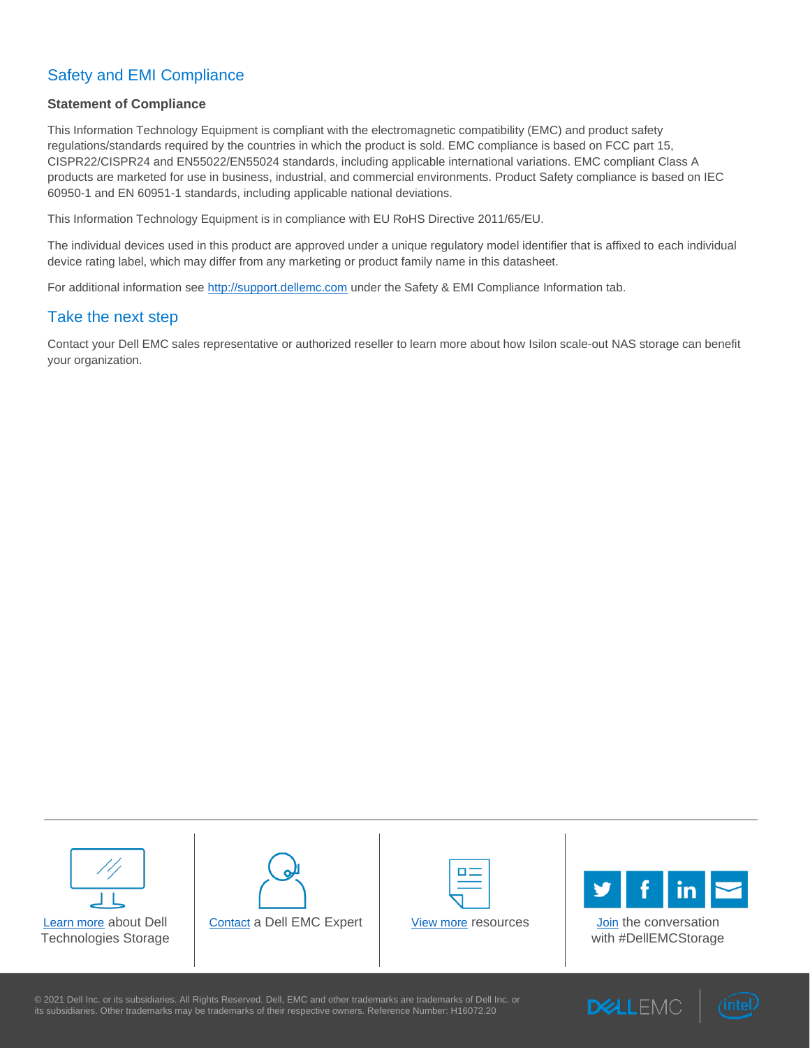## Safety and EMI Compliance

**Statement of Compliance**

This Information Technology Equipment is compliant with the electromagnetic compatibility (EMC) and product safety regulations/standards required by the countries in which the product is sold. EMC compliance is based on FCC part 15, CISPR22/CISPR24 and EN55022/EN55024 standards, including applicable international variations. EMC compliant Class A products are marketed for use in business, industrial, and commercial environments. Product Safety compliance is based on IEC 60950-1 and EN 60951-1 standards, including applicable national deviations.

This Information Technology Equipment is in compliance with EU RoHS Directive 2011/65/EU.

The individual devices used in this product are approved under a unique regulatory model identifier that is affixed to each individual device rating label, which may differ from any marketing or product family name in this datasheet.

For additional information see http://support.dellemc.com under the Safety & EMI Compliance Information tab.

## Take the next step

Contact your Dell EMC sales representative or authorized reseller to learn more about how Isilon scale-out NAS storage can benefit your organization.

Learn more about Dell Technologies Storage

Contact a Dell EMC Expert

View more resources

Join the conversation with #DellEMCStorage

© 2021 Dell Inc. or its subsidiaries. All Rights Reserved. Dell, EMC and other trademarks are trademarks of Dell Inc. or its subsidiaries. Other trademarks may be trademarks of their respective owners. Reference Number: H16072.20